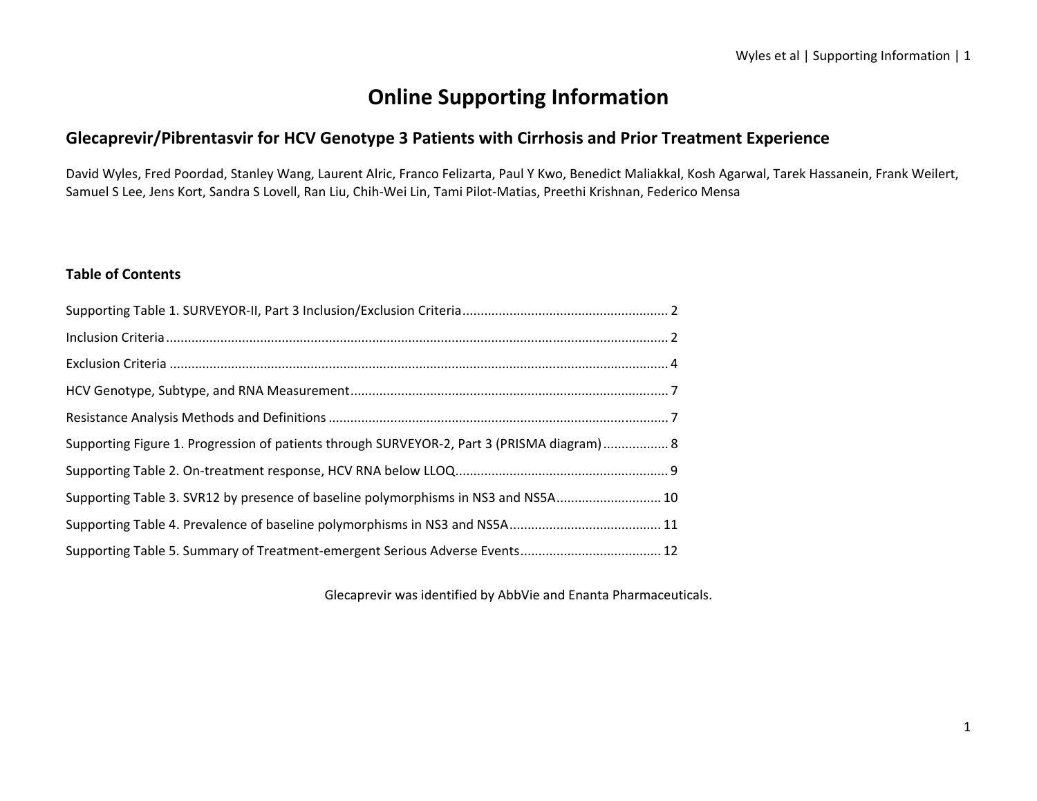# Online Supporting Information

## Glecaprevir/Pibrentasvir for HCV Genotype 3 Patients with Cirrhosis and Prior Treatment Experience

David Wyles, Fred Poordad, Stanley Wang, Laurent Alric, Franco Felizarta, Paul Y Kwo, Benedict Maliakkal, Kosh Agarwal, Tarek Hassanein, Frank Weilert, Samuel S Lee, Jens Kort, Sandra S Lovell, Ran Liu, Chih-Wei Lin, Tami Pilot-Matias, Preethi Krishnan, Federico Mensa

### Table of Contents

Supporting Table 1. SURVEYOR-II, Part 3 Inclusion/Exclusion Criteria ........................................................ 2

Inclusion Criteria ......................................................................................................................................... 2

Exclusion Criteria ......................................................................................................................................... 4

HCV Genotype, Subtype, and RNA Measurement ....................................................................................... 7

Resistance Analysis Methods and Definitions ............................................................................................. 7

Supporting Figure 1. Progression of patients through SURVEYOR-2, Part 3 (PRISMA diagram) ................. 8

Supporting Table 2. On-treatment response, HCV RNA below LLOQ .......................................................... 9

Supporting Table 3. SVR12 by presence of baseline polymorphisms in NS3 and NS5A ............................ 10

Supporting Table 4. Prevalence of baseline polymorphisms in NS3 and NS5A ......................................... 11

Supporting Table 5. Summary of Treatment-emergent Serious Adverse Events ...................................... 12

Glecaprevir was identified by AbbVie and Enanta Pharmaceuticals.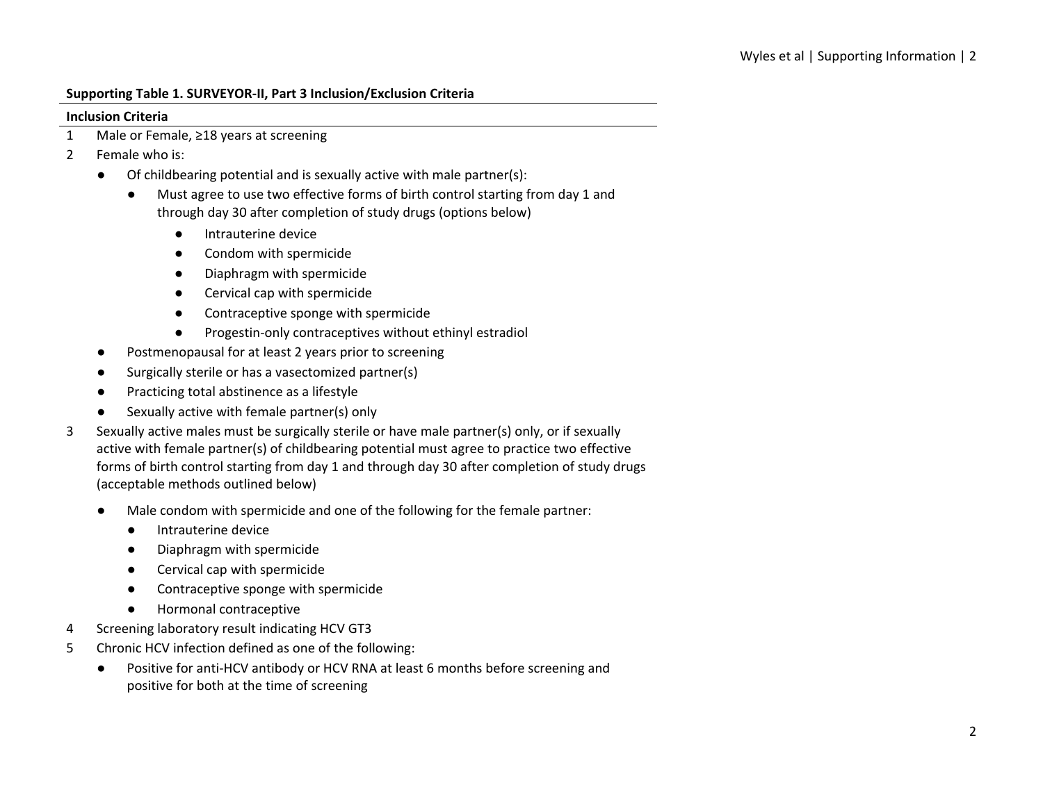**Supporting Table 1. SURVEYOR-II, Part 3 Inclusion/Exclusion Criteria**

**Inclusion Criteria**

1 Male or Female, ≥18 years at screening

2 Female who is:

- Of childbearing potential and is sexually active with male partner(s):
    - Must agree to use two effective forms of birth control starting from day 1 and through day 30 after completion of study drugs (options below)
        - Intrauterine device
        - Condom with spermicide
        - Diaphragm with spermicide
        - Cervical cap with spermicide
        - Contraceptive sponge with spermicide
        - Progestin-only contraceptives without ethinyl estradiol
- Postmenopausal for at least 2 years prior to screening
- Surgically sterile or has a vasectomized partner(s)
- Practicing total abstinence as a lifestyle
- Sexually active with female partner(s) only

3 Sexually active males must be surgically sterile or have male partner(s) only, or if sexually active with female partner(s) of childbearing potential must agree to practice two effective forms of birth control starting from day 1 and through day 30 after completion of study drugs (acceptable methods outlined below)

- Male condom with spermicide and one of the following for the female partner:
    - Intrauterine device
    - Diaphragm with spermicide
    - Cervical cap with spermicide
    - Contraceptive sponge with spermicide
    - Hormonal contraceptive

4 Screening laboratory result indicating HCV GT3

5 Chronic HCV infection defined as one of the following:

- Positive for anti-HCV antibody or HCV RNA at least 6 months before screening and positive for both at the time of screening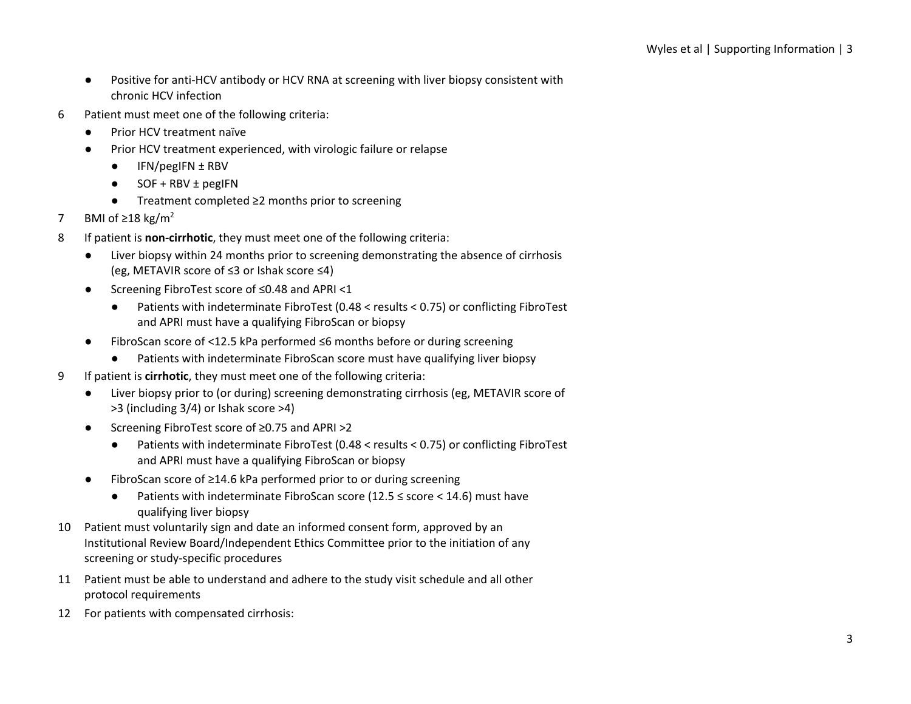- Positive for anti-HCV antibody or HCV RNA at screening with liver biopsy consistent with chronic HCV infection

6. Patient must meet one of the following criteria:
   - Prior HCV treatment naïve
   - Prior HCV treatment experienced, with virologic failure or relapse
     - IFN/pegIFN ± RBV
     - SOF + RBV ± pegIFN
     - Treatment completed ≥2 months prior to screening
7. BMI of ≥18 kg/$m^2$
8. If patient is **non-cirrhotic**, they must meet one of the following criteria:
   - Liver biopsy within 24 months prior to screening demonstrating the absence of cirrhosis (eg, METAVIR score of ≤3 or Ishak score ≤4)
   - Screening FibroTest score of ≤0.48 and APRI <1
     - Patients with indeterminate FibroTest (0.48 < results < 0.75) or conflicting FibroTest and APRI must have a qualifying FibroScan or biopsy
   - FibroScan score of <12.5 kPa performed ≤6 months before or during screening
     - Patients with indeterminate FibroScan score must have qualifying liver biopsy
9. If patient is **cirrhotic**, they must meet one of the following criteria:
   - Liver biopsy prior to (or during) screening demonstrating cirrhosis (eg, METAVIR score of >3 (including 3/4) or Ishak score >4)
   - Screening FibroTest score of ≥0.75 and APRI >2
     - Patients with indeterminate FibroTest (0.48 < results < 0.75) or conflicting FibroTest and APRI must have a qualifying FibroScan or biopsy
   - FibroScan score of ≥14.6 kPa performed prior to or during screening
     - Patients with indeterminate FibroScan score (12.5 ≤ score < 14.6) must have qualifying liver biopsy
10. Patient must voluntarily sign and date an informed consent form, approved by an Institutional Review Board/Independent Ethics Committee prior to the initiation of any screening or study-specific procedures
11. Patient must be able to understand and adhere to the study visit schedule and all other protocol requirements
12. For patients with compensated cirrhosis: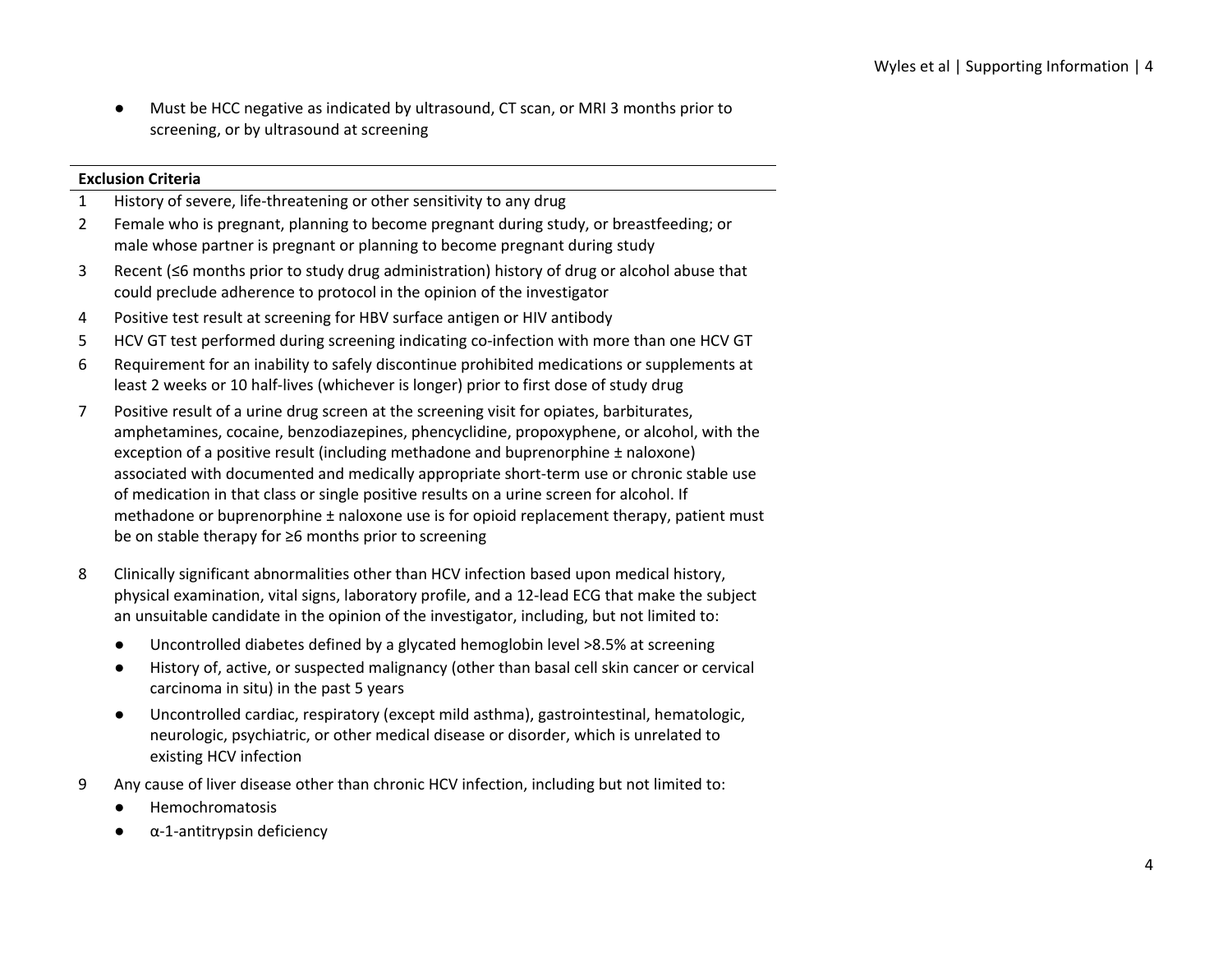- Must be HCC negative as indicated by ultrasound, CT scan, or MRI 3 months prior to screening, or by ultrasound at screening

| Exclusion Criteria | |
|---|---|
| 1 | History of severe, life-threatening or other sensitivity to any drug |
| 2 | Female who is pregnant, planning to become pregnant during study, or breastfeeding; or male whose partner is pregnant or planning to become pregnant during study |
| 3 | Recent (≤6 months prior to study drug administration) history of drug or alcohol abuse that could preclude adherence to protocol in the opinion of the investigator |
| 4 | Positive test result at screening for HBV surface antigen or HIV antibody |
| 5 | HCV GT test performed during screening indicating co-infection with more than one HCV GT |
| 6 | Requirement for an inability to safely discontinue prohibited medications or supplements at least 2 weeks or 10 half-lives (whichever is longer) prior to first dose of study drug |
| 7 | Positive result of a urine drug screen at the screening visit for opiates, barbiturates, amphetamines, cocaine, benzodiazepines, phencyclidine, propoxyphene, or alcohol, with the exception of a positive result (including methadone and buprenorphine ± naloxone) associated with documented and medically appropriate short-term use or chronic stable use of medication in that class or single positive results on a urine screen for alcohol. If methadone or buprenorphine ± naloxone use is for opioid replacement therapy, patient must be on stable therapy for ≥6 months prior to screening |
| 8 | Clinically significant abnormalities other than HCV infection based upon medical history, physical examination, vital signs, laboratory profile, and a 12-lead ECG that make the subject an unsuitable candidate in the opinion of the investigator, including, but not limited to:<br>● Uncontrolled diabetes defined by a glycated hemoglobin level >8.5% at screening<br>● History of, active, or suspected malignancy (other than basal cell skin cancer or cervical carcinoma in situ) in the past 5 years<br>● Uncontrolled cardiac, respiratory (except mild asthma), gastrointestinal, hematologic, neurologic, psychiatric, or other medical disease or disorder, which is unrelated to existing HCV infection |
| 9 | Any cause of liver disease other than chronic HCV infection, including but not limited to:<br>● Hemochromatosis<br>● α-1-antitrypsin deficiency |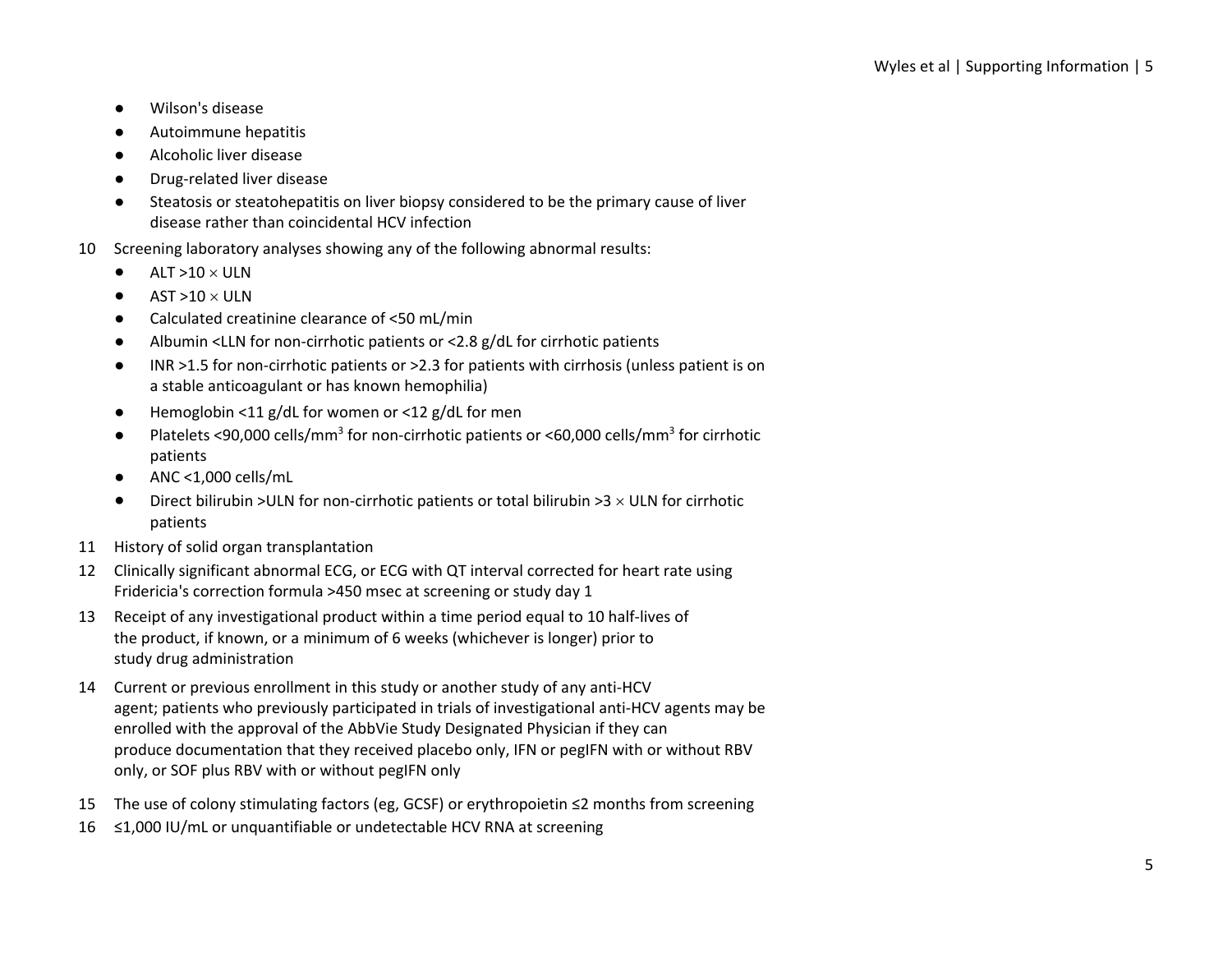- Wilson's disease
- Autoimmune hepatitis
- Alcoholic liver disease
- Drug-related liver disease
- Steatosis or steatohepatitis on liver biopsy considered to be the primary cause of liver disease rather than coincidental HCV infection

10 Screening laboratory analyses showing any of the following abnormal results:
   - ALT >10 × ULN
   - AST >10 × ULN
   - Calculated creatinine clearance of <50 mL/min
   - Albumin <LLN for non-cirrhotic patients or <2.8 g/dL for cirrhotic patients
   - INR >1.5 for non-cirrhotic patients or >2.3 for patients with cirrhosis (unless patient is on a stable anticoagulant or has known hemophilia)
   - Hemoglobin <11 g/dL for women or <12 g/dL for men
   - Platelets <90,000 cells/mm$^3$ for non-cirrhotic patients or <60,000 cells/mm$^3$ for cirrhotic patients
   - ANC <1,000 cells/mL
   - Direct bilirubin >ULN for non-cirrhotic patients or total bilirubin >3 × ULN for cirrhotic patients

11 History of solid organ transplantation

12 Clinically significant abnormal ECG, or ECG with QT interval corrected for heart rate using Fridericia's correction formula >450 msec at screening or study day 1

13 Receipt of any investigational product within a time period equal to 10 half-lives of the product, if known, or a minimum of 6 weeks (whichever is longer) prior to study drug administration

14 Current or previous enrollment in this study or another study of any anti-HCV agent; patients who previously participated in trials of investigational anti-HCV agents may be enrolled with the approval of the AbbVie Study Designated Physician if they can produce documentation that they received placebo only, IFN or pegIFN with or without RBV only, or SOF plus RBV with or without pegIFN only

15 The use of colony stimulating factors (eg, GCSF) or erythropoietin ≤2 months from screening

16 ≤1,000 IU/mL or unquantifiable or undetectable HCV RNA at screening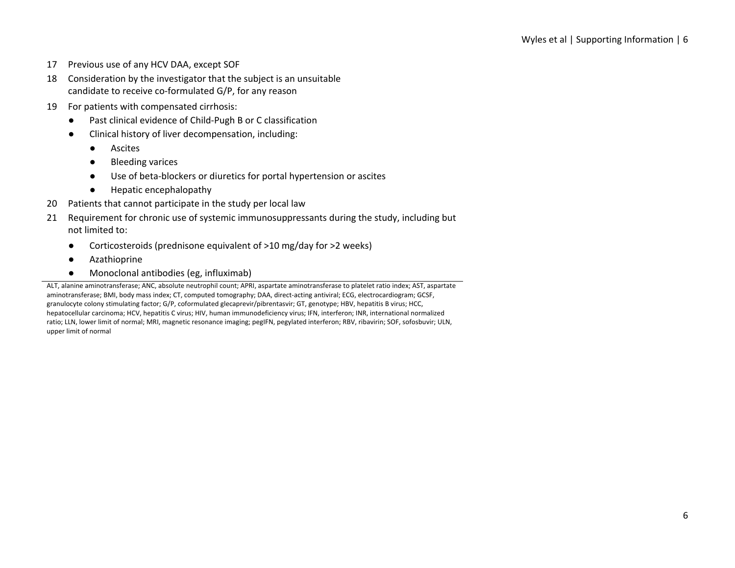17 Previous use of any HCV DAA, except SOF

18 Consideration by the investigator that the subject is an unsuitable candidate to receive co-formulated G/P, for any reason

19 For patients with compensated cirrhosis:

- Past clinical evidence of Child-Pugh B or C classification
- Clinical history of liver decompensation, including:
  - Ascites
  - Bleeding varices
  - Use of beta-blockers or diuretics for portal hypertension or ascites
  - Hepatic encephalopathy

20 Patients that cannot participate in the study per local law

21 Requirement for chronic use of systemic immunosuppressants during the study, including but not limited to:

- Corticosteroids (prednisone equivalent of >10 mg/day for >2 weeks)
- Azathioprine
- Monoclonal antibodies (eg, influximab)

ALT, alanine aminotransferase; ANC, absolute neutrophil count; APRI, aspartate aminotransferase to platelet ratio index; AST, aspartate aminotransferase; BMI, body mass index; CT, computed tomography; DAA, direct-acting antiviral; ECG, electrocardiogram; GCSF, granulocyte colony stimulating factor; G/P, coformulated glecaprevir/pibrentasvir; GT, genotype; HBV, hepatitis B virus; HCC, hepatocellular carcinoma; HCV, hepatitis C virus; HIV, human immunodeficiency virus; IFN, interferon; INR, international normalized ratio; LLN, lower limit of normal; MRI, magnetic resonance imaging; pegIFN, pegylated interferon; RBV, ribavirin; SOF, sofosbuvir; ULN, upper limit of normal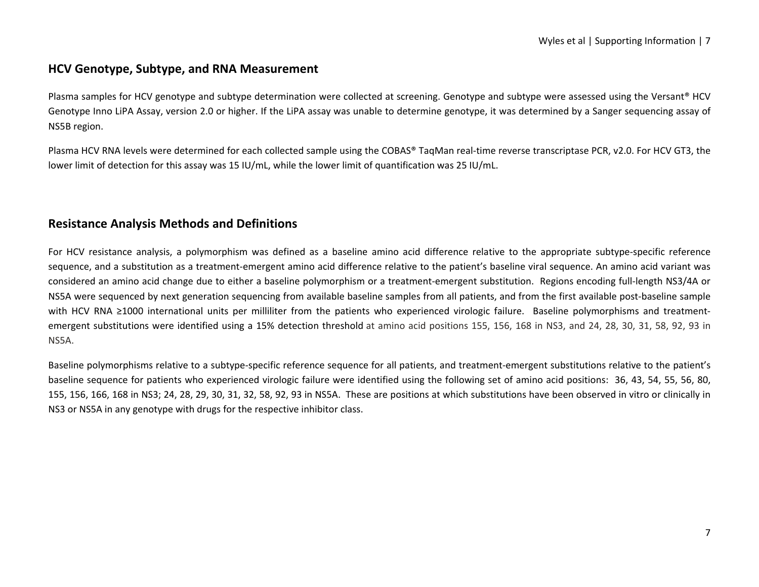## HCV Genotype, Subtype, and RNA Measurement

Plasma samples for HCV genotype and subtype determination were collected at screening. Genotype and subtype were assessed using the Versant® HCV Genotype Inno LiPA Assay, version 2.0 or higher. If the LiPA assay was unable to determine genotype, it was determined by a Sanger sequencing assay of NS5B region.

Plasma HCV RNA levels were determined for each collected sample using the COBAS® TaqMan real-time reverse transcriptase PCR, v2.0. For HCV GT3, the lower limit of detection for this assay was 15 IU/mL, while the lower limit of quantification was 25 IU/mL.

## Resistance Analysis Methods and Definitions

For HCV resistance analysis, a polymorphism was defined as a baseline amino acid difference relative to the appropriate subtype-specific reference sequence, and a substitution as a treatment-emergent amino acid difference relative to the patient's baseline viral sequence. An amino acid variant was considered an amino acid change due to either a baseline polymorphism or a treatment-emergent substitution. Regions encoding full-length NS3/4A or NS5A were sequenced by next generation sequencing from available baseline samples from all patients, and from the first available post-baseline sample with HCV RNA ≥1000 international units per milliliter from the patients who experienced virologic failure. Baseline polymorphisms and treatment-emergent substitutions were identified using a 15% detection threshold at amino acid positions 155, 156, 168 in NS3, and 24, 28, 30, 31, 58, 92, 93 in NS5A.

Baseline polymorphisms relative to a subtype-specific reference sequence for all patients, and treatment-emergent substitutions relative to the patient's baseline sequence for patients who experienced virologic failure were identified using the following set of amino acid positions: 36, 43, 54, 55, 56, 80, 155, 156, 166, 168 in NS3; 24, 28, 29, 30, 31, 32, 58, 92, 93 in NS5A. These are positions at which substitutions have been observed in vitro or clinically in NS3 or NS5A in any genotype with drugs for the respective inhibitor class.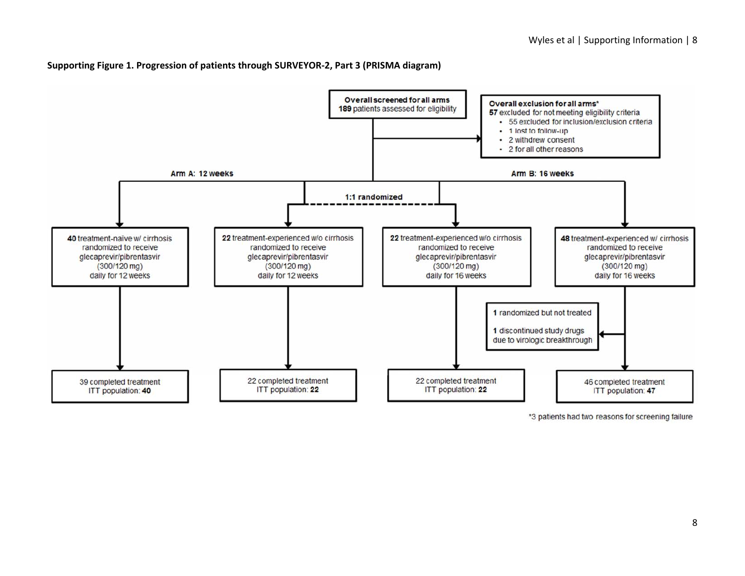**Supporting Figure 1. Progression of patients through SURVEYOR-2, Part 3 (PRISMA diagram)**

**Overall screened for all arms**
**189** patients assessed for eligibility

**Overall exclusion for all arms***
**57** excluded for not meeting eligibility criteria
- 55 excluded for inclusion/exclusion criteria
- 1 lost to follow-up
- 2 withdrew consent
- 2 for all other reasons

**Arm A: 12 weeks**

**Arm B: 16 weeks**

**1:1 randomized**

**40** treatment-naïve w/ cirrhosis randomized to receive glecaprevir/pibrentasvir (300/120 mg) daily for 12 weeks

**22** treatment-experienced w/o cirrhosis randomized to receive glecaprevir/pibrentasvir (300/120 mg) daily for 12 weeks

**22** treatment-experienced w/o cirrhosis randomized to receive glecaprevir/pibrentasvir (300/120 mg) daily for 16 weeks

**48** treatment-experienced w/ cirrhosis randomized to receive glecaprevir/pibrentasvir (300/120 mg) daily for 16 weeks

**1** randomized but not treated

**1** discontinued study drugs due to virologic breakthrough

39 completed treatment
ITT population: **40**

22 completed treatment
ITT population: **22**

22 completed treatment
ITT population: **22**

46 completed treatment
ITT population: **47**

*3 patients had two reasons for screening failure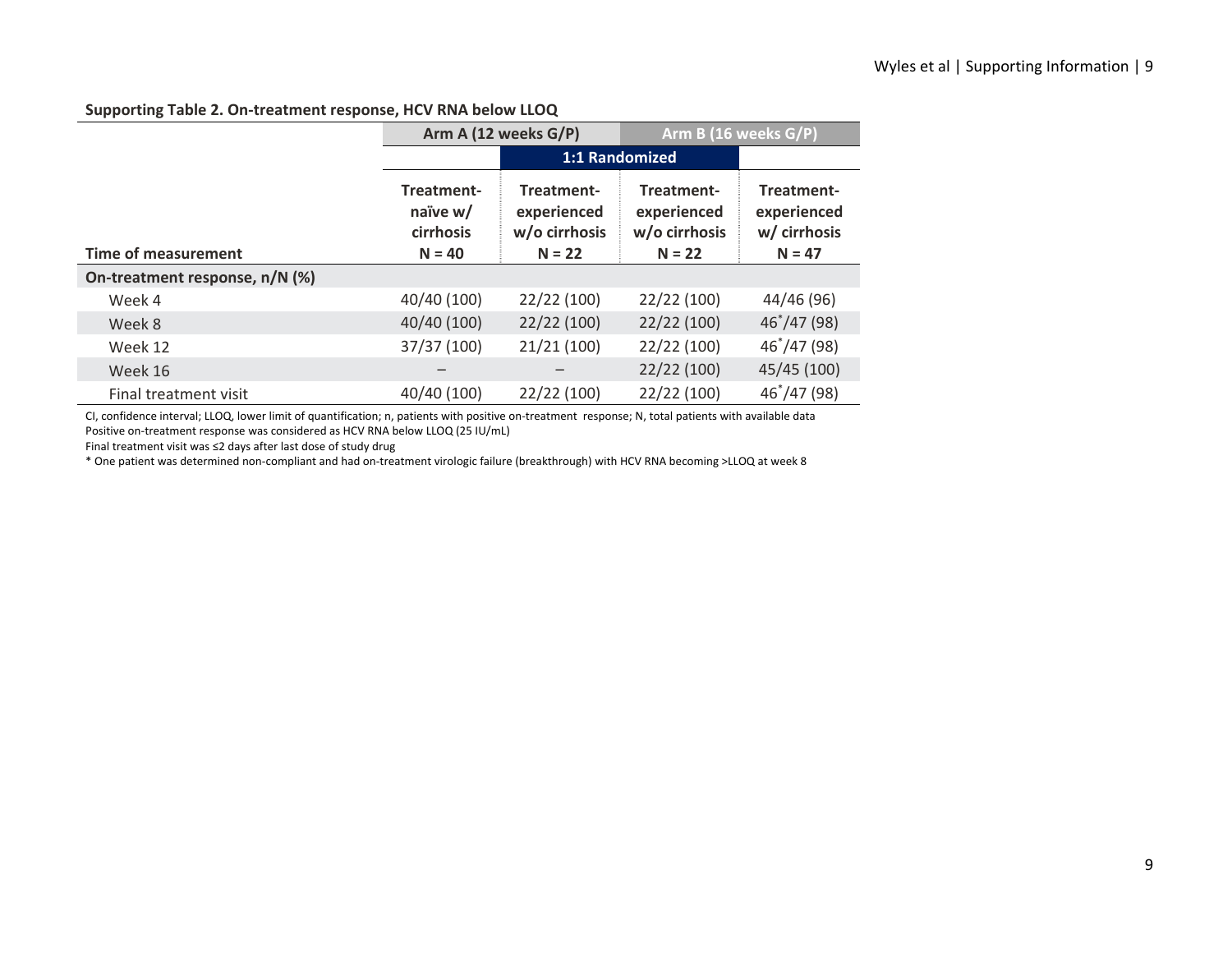**Supporting Table 2. On-treatment response, HCV RNA below LLOQ**

| | Arm A (12 weeks G/P) | | Arm B (16 weeks G/P) | |
|---|---|---|---|---|
| | | 1:1 Randomized | | |
| Time of measurement | Treatment-naïve w/ cirrhosis N = 40 | Treatment-experienced w/o cirrhosis N = 22 | Treatment-experienced w/o cirrhosis N = 22 | Treatment-experienced w/ cirrhosis N = 47 |
| **On-treatment response, n/N (%)** | | | | |
| Week 4 | 40/40 (100) | 22/22 (100) | 22/22 (100) | 44/46 (96) |
| Week 8 | 40/40 (100) | 22/22 (100) | 22/22 (100) | 46*/47 (98) |
| Week 12 | 37/37 (100) | 21/21 (100) | 22/22 (100) | 46*/47 (98) |
| Week 16 | – | – | 22/22 (100) | 45/45 (100) |
| Final treatment visit | 40/40 (100) | 22/22 (100) | 22/22 (100) | 46*/47 (98) |

CI, confidence interval; LLOQ, lower limit of quantification; n, patients with positive on-treatment response; N, total patients with available data
Positive on-treatment response was considered as HCV RNA below LLOQ (25 IU/mL)
Final treatment visit was ≤2 days after last dose of study drug
* One patient was determined non-compliant and had on-treatment virologic failure (breakthrough) with HCV RNA becoming >LLOQ at week 8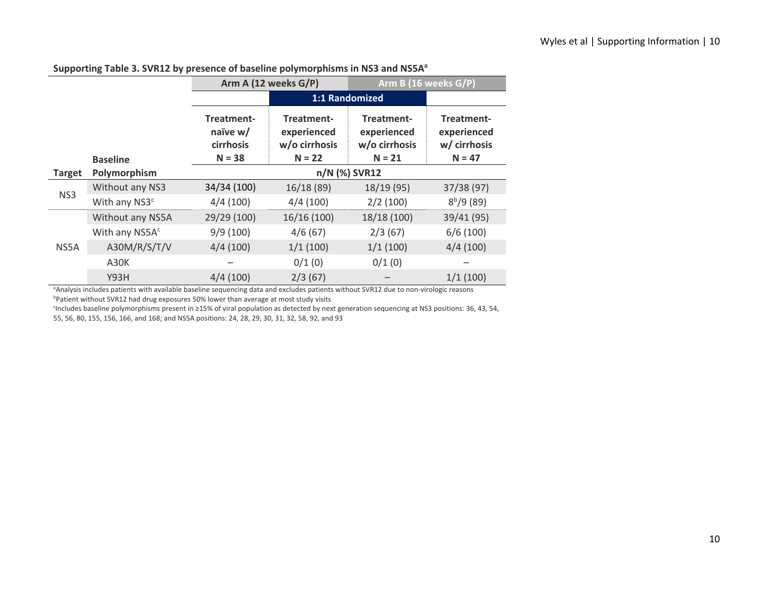**Supporting Table 3. SVR12 by presence of baseline polymorphisms in NS3 and NS5A[a]**

| | | Arm A (12 weeks G/P) | | Arm B (16 weeks G/P) | |
|---|---|---|---|---|---|
| | | | 1:1 Randomized | | |
| Target | Baseline Polymorphism | Treatment-naïve w/ cirrhosis N = 38 | Treatment-experienced w/o cirrhosis N = 22 | Treatment-experienced w/o cirrhosis N = 21 | Treatment-experienced w/ cirrhosis N = 47 |
| | | n/N (%) SVR12 | | | |
| NS3 | Without any NS3 | 34/34 (100) | 16/18 (89) | 18/19 (95) | 37/38 (97) |
| | With any NS3[c] | 4/4 (100) | 4/4 (100) | 2/2 (100) | 8[b]/9 (89) |
| NS5A | Without any NS5A | 29/29 (100) | 16/16 (100) | 18/18 (100) | 39/41 (95) |
| | With any NS5A[c] | 9/9 (100) | 4/6 (67) | 2/3 (67) | 6/6 (100) |
| | A30M/R/S/T/V | 4/4 (100) | 1/1 (100) | 1/1 (100) | 4/4 (100) |
| | A30K | – | 0/1 (0) | 0/1 (0) | – |
| | Y93H | 4/4 (100) | 2/3 (67) | – | 1/1 (100) |

[a]Analysis includes patients with available baseline sequencing data and excludes patients without SVR12 due to non-virologic reasons

[b]Patient without SVR12 had drug exposures 50% lower than average at most study visits

[c]Includes baseline polymorphisms present in ≥15% of viral population as detected by next generation sequencing at NS3 positions: 36, 43, 54, 55, 56, 80, 155, 156, 166, and 168; and NS5A positions: 24, 28, 29, 30, 31, 32, 58, 92, and 93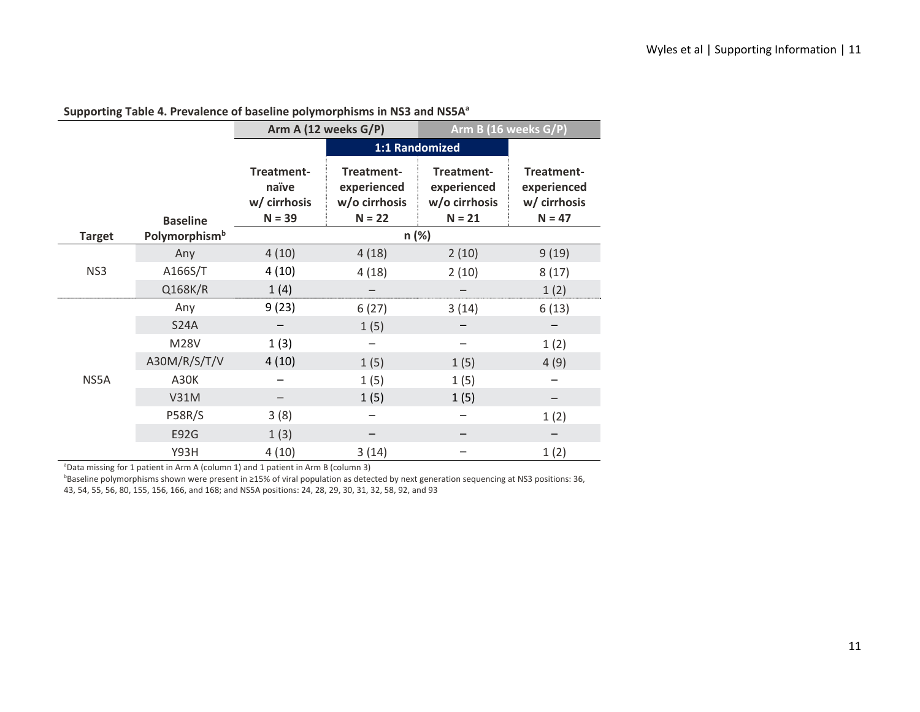**Supporting Table 4. Prevalence of baseline polymorphisms in NS3 and NS5A[a]**

| | | Arm A (12 weeks G/P) | | Arm B (16 weeks G/P) | |
|---|---|---|---|---|---|
| | | | 1:1 Randomized | | |
| Target | Baseline Polymorphism[b] | Treatment-naïve w/ cirrhosis N = 39 | Treatment-experienced w/o cirrhosis N = 22 | Treatment-experienced w/o cirrhosis N = 21 | Treatment-experienced w/ cirrhosis N = 47 |
| | | n (%) | | | |
| NS3 | Any | 4 (10) | 4 (18) | 2 (10) | 9 (19) |
| | A166S/T | 4 (10) | 4 (18) | 2 (10) | 8 (17) |
| | Q168K/R | 1 (4) | – | – | 1 (2) |
| NS5A | Any | 9 (23) | 6 (27) | 3 (14) | 6 (13) |
| | S24A | – | 1 (5) | – | – |
| | M28V | 1 (3) | – | – | 1 (2) |
| | A30M/R/S/T/V | 4 (10) | 1 (5) | 1 (5) | 4 (9) |
| | A30K | – | 1 (5) | 1 (5) | – |
| | V31M | – | 1 (5) | 1 (5) | – |
| | P58R/S | 3 (8) | – | – | 1 (2) |
| | E92G | 1 (3) | – | – | – |
| | Y93H | 4 (10) | 3 (14) | – | 1 (2) |

[a]Data missing for 1 patient in Arm A (column 1) and 1 patient in Arm B (column 3)

[b]Baseline polymorphisms shown were present in ≥15% of viral population as detected by next generation sequencing at NS3 positions: 36, 43, 54, 55, 56, 80, 155, 156, 166, and 168; and NS5A positions: 24, 28, 29, 30, 31, 32, 58, 92, and 93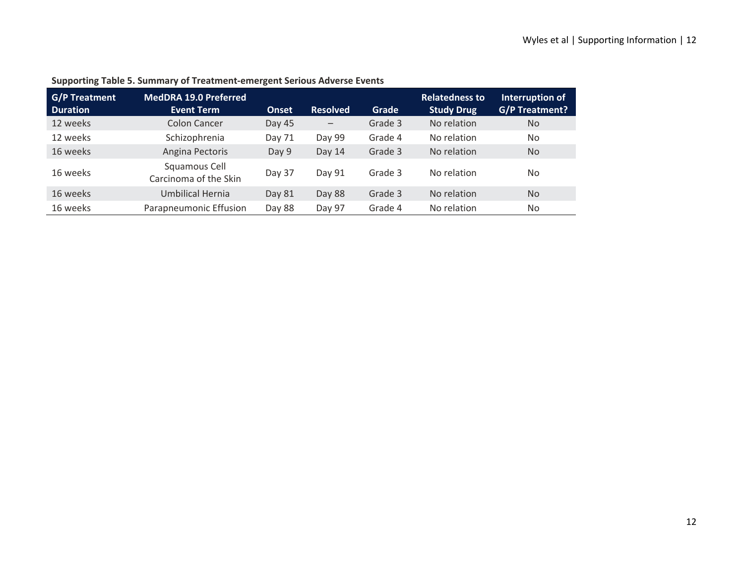**Supporting Table 5. Summary of Treatment-emergent Serious Adverse Events**

| G/P Treatment Duration | MedDRA 19.0 Preferred Event Term | Onset | Resolved | Grade | Relatedness to Study Drug | Interruption of G/P Treatment? |
|---|---|---|---|---|---|---|
| 12 weeks | Colon Cancer | Day 45 | – | Grade 3 | No relation | No |
| 12 weeks | Schizophrenia | Day 71 | Day 99 | Grade 4 | No relation | No |
| 16 weeks | Angina Pectoris | Day 9 | Day 14 | Grade 3 | No relation | No |
| 16 weeks | Squamous Cell Carcinoma of the Skin | Day 37 | Day 91 | Grade 3 | No relation | No |
| 16 weeks | Umbilical Hernia | Day 81 | Day 88 | Grade 3 | No relation | No |
| 16 weeks | Parapneumonic Effusion | Day 88 | Day 97 | Grade 4 | No relation | No |